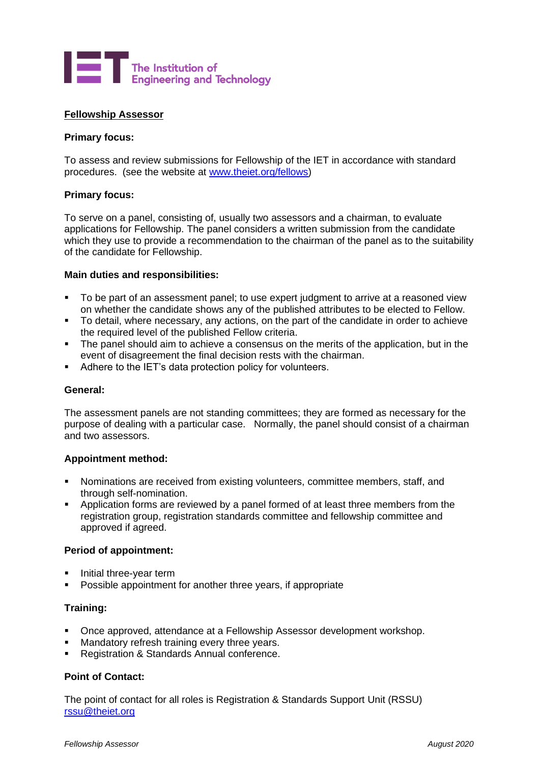The Institution of Engineering and Technology

## Fellowship Assessor

### Primary focus:

To assess and review submissions for Fellowship of the IET in accordance with standard procedures. (see the website at [www.theiet.org/fellows](http://www.theiet.org/fellows))

### Primary focus:

To serve on a panel, consisting of, usually two assessors and a chairman, to evaluate applications for Fellowship. The panel considers a written submission from the candidate which they use to provide a recommendation to the chairman of the panel as to the suitability of the candidate for Fellowship.

### Main duties and responsibilities:

- To be part of an assessment panel; to use expert judgment to arrive at a reasoned view on whether the candidate shows any of the published attributes to be elected to Fellow.
- To detail, where necessary, any actions, on the part of the candidate in order to achieve the required level of the published Fellow criteria.
- The panel should aim to achieve a consensus on the merits of the application, but in the event of disagreement the final decision rests with the chairman.
- Adhere to the IET's data protection policy for volunteers.

### General:

The assessment panels are not standing committees; they are formed as necessary for the purpose of dealing with a particular case. Normally, the panel should consist of a chairman and two assessors.

### Appointment method:

- Nominations are received from existing volunteers, committee members, staff, and through self-nomination.
- Application forms are reviewed by a panel formed of at least three members from the registration group, registration standards committee and fellowship committee and approved if agreed.

### Period of appointment:

- Initial three-year term
- Possible appointment for another three years, if appropriate

### Training:

- Once approved, attendance at a Fellowship Assessor development workshop.
- Mandatory refresh training every three years.
- Registration & Standards Annual conference.

### Point of Contact:

The point of contact for all roles is Registration & Standards Support Unit (RSSU) [rssu@theiet.org](mailto:rssu@theiet.org)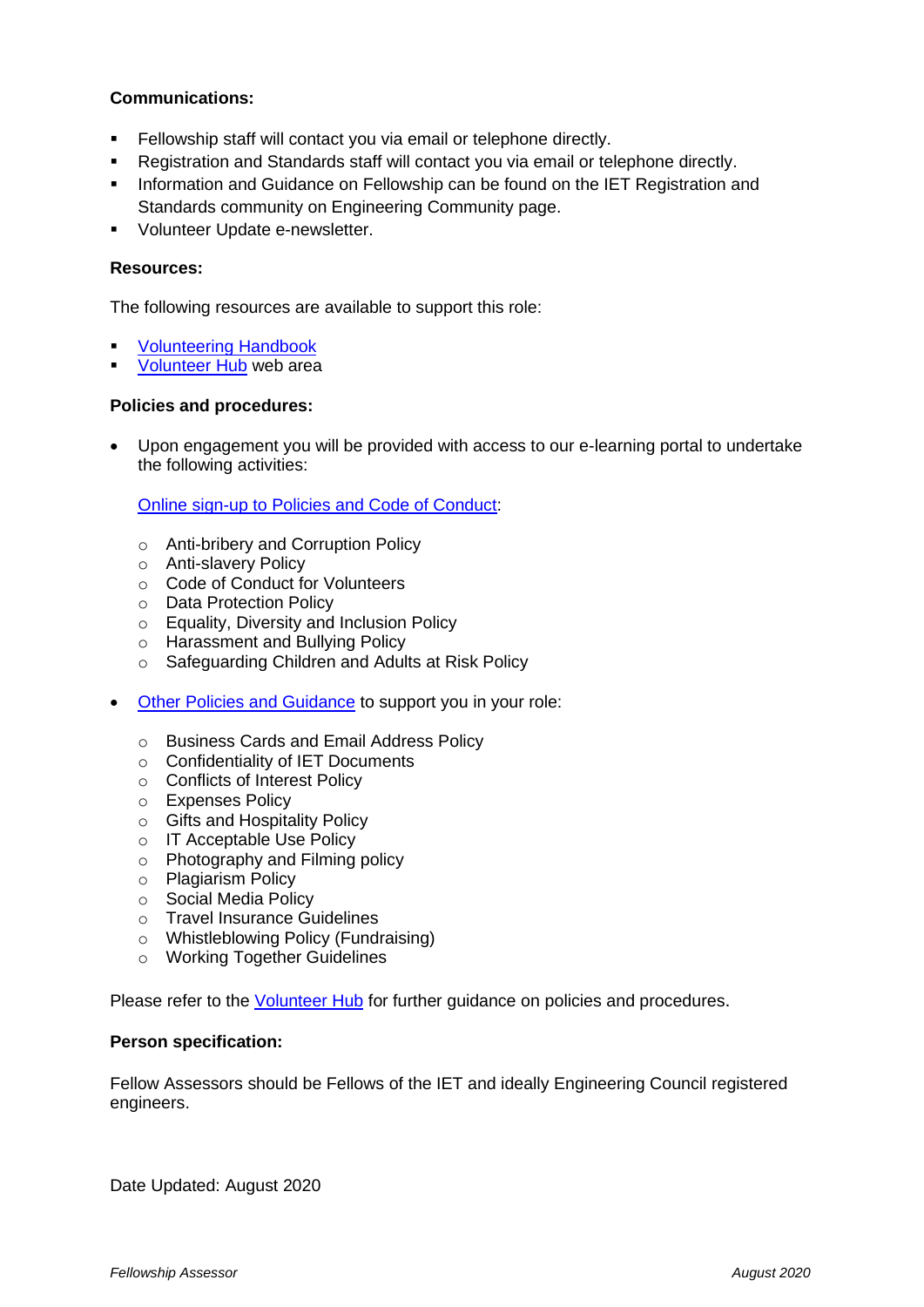**Communications:**

- Fellowship staff will contact you via email or telephone directly.
- Registration and Standards staff will contact you via email or telephone directly.
- Information and Guidance on Fellowship can be found on the IET Registration and Standards community on Engineering Community page.
- Volunteer Update e-newsletter.

**Resources:**

The following resources are available to support this role:

- Volunteering Handbook
- Volunteer Hub web area

**Policies and procedures:**

- Upon engagement you will be provided with access to our e-learning portal to undertake the following activities:

  Online sign-up to Policies and Code of Conduct:

  - Anti-bribery and Corruption Policy
  - Anti-slavery Policy
  - Code of Conduct for Volunteers
  - Data Protection Policy
  - Equality, Diversity and Inclusion Policy
  - Harassment and Bullying Policy
  - Safeguarding Children and Adults at Risk Policy

- Other Policies and Guidance to support you in your role:

  - Business Cards and Email Address Policy
  - Confidentiality of IET Documents
  - Conflicts of Interest Policy
  - Expenses Policy
  - Gifts and Hospitality Policy
  - IT Acceptable Use Policy
  - Photography and Filming policy
  - Plagiarism Policy
  - Social Media Policy
  - Travel Insurance Guidelines
  - Whistleblowing Policy (Fundraising)
  - Working Together Guidelines

Please refer to the Volunteer Hub for further guidance on policies and procedures.

**Person specification:**

Fellow Assessors should be Fellows of the IET and ideally Engineering Council registered engineers.

Date Updated: August 2020